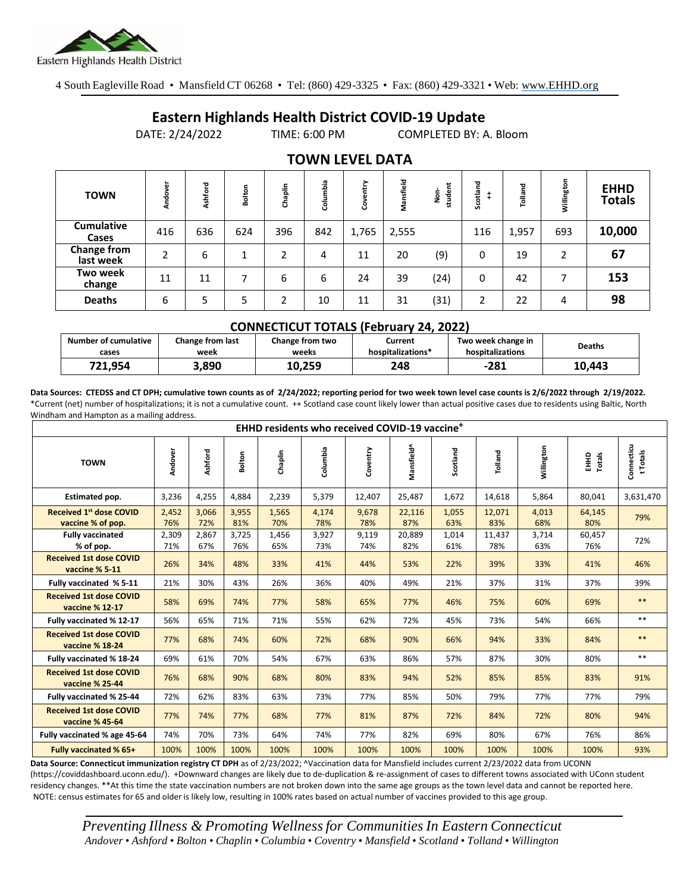Eastern Highlands Health District

4 South Eagleville Road • Mansfield CT 06268 • Tel: (860) 429-3325 • Fax: (860) 429-3321 • Web: www.EHHD.org

# Eastern Highlands Health District COVID-19 Update

DATE: 2/24/2022 TIME: 6:00 PM COMPLETED BY: A. Bloom

## TOWN LEVEL DATA

| TOWN | Andover | Ashford | Bolton | Chaplin | Columbia | Coventry | Mansfield | Non-student | Scotland ++ | Tolland | Willington | EHHD Totals |
|---|---|---|---|---|---|---|---|---|---|---|---|---|
| Cumulative Cases | 416 | 636 | 624 | 396 | 842 | 1,765 | 2,555 | | 116 | 1,957 | 693 | **10,000** |
| Change from last week | 2 | 6 | 1 | 2 | 4 | 11 | 20 | (9) | 0 | 19 | 2 | **67** |
| Two week change | 11 | 11 | 7 | 6 | 6 | 24 | 39 | (24) | 0 | 42 | 7 | **153** |
| Deaths | 6 | 5 | 5 | 2 | 10 | 11 | 31 | (31) | 2 | 22 | 4 | **98** |

### CONNECTICUT TOTALS (February 24, 2022)

| Number of cumulative cases | Change from last week | Change from two weeks | Current hospitalizations* | Two week change in hospitalizations | Deaths |
|---|---|---|---|---|---|
| **721,954** | **3,890** | **10,259** | **248** | **-281** | **10,443** |

**Data Sources: CTEDSS and CT DPH; cumulative town counts as of 2/24/2022; reporting period for two week town level case counts is 2/6/2022 through 2/19/2022.** *Current (net) number of hospitalizations; it is not a cumulative count. ++ Scotland case count likely lower than actual positive cases due to residents using Baltic, North Windham and Hampton as a mailing address.

| EHHD residents who received COVID-19 vaccine+ | | | | | | | | | | | | |
|---|---|---|---|---|---|---|---|---|---|---|---|---|
| **TOWN** | Andover | Ashford | Bolton | Chaplin | Columbia | Coventry | Mansfield^ | Scotland | Tolland | Willington | EHHD Totals | Connecticut Totals |
| **Estimated pop.** | 3,236 | 4,255 | 4,884 | 2,239 | 5,379 | 12,407 | 25,487 | 1,672 | 14,618 | 5,864 | 80,041 | 3,631,470 |
| **Received 1st dose COVID vaccine % of pop.** | 2,452 76% | 3,066 72% | 3,955 81% | 1,565 70% | 4,174 78% | 9,678 78% | 22,116 87% | 1,055 63% | 12,071 83% | 4,013 68% | 64,145 80% | 79% |
| **Fully vaccinated % of pop.** | 2,309 71% | 2,867 67% | 3,725 76% | 1,456 65% | 3,927 73% | 9,119 74% | 20,889 82% | 1,014 61% | 11,437 78% | 3,714 63% | 60,457 76% | 72% |
| **Received 1st dose COVID vaccine % 5-11** | 26% | 34% | 48% | 33% | 41% | 44% | 53% | 22% | 39% | 33% | 41% | 46% |
| **Fully vaccinated % 5-11** | 21% | 30% | 43% | 26% | 36% | 40% | 49% | 21% | 37% | 31% | 37% | 39% |
| **Received 1st dose COVID vaccine % 12-17** | 58% | 69% | 74% | 77% | 58% | 65% | 77% | 46% | 75% | 60% | 69% | ** |
| **Fully vaccinated % 12-17** | 56% | 65% | 71% | 71% | 55% | 62% | 72% | 45% | 73% | 54% | 66% | ** |
| **Received 1st dose COVID vaccine % 18-24** | 77% | 68% | 74% | 60% | 72% | 68% | 90% | 66% | 94% | 33% | 84% | ** |
| **Fully vaccinated % 18-24** | 69% | 61% | 70% | 54% | 67% | 63% | 86% | 57% | 87% | 30% | 80% | ** |
| **Received 1st dose COVID vaccine % 25-44** | 76% | 68% | 90% | 68% | 80% | 83% | 94% | 52% | 85% | 85% | 83% | 91% |
| **Fully vaccinated % 25-44** | 72% | 62% | 83% | 63% | 73% | 77% | 85% | 50% | 79% | 77% | 77% | 79% |
| **Received 1st dose COVID vaccine % 45-64** | 77% | 74% | 77% | 68% | 77% | 81% | 87% | 72% | 84% | 72% | 80% | 94% |
| **Fully vaccinated % age 45-64** | 74% | 70% | 73% | 64% | 74% | 77% | 82% | 69% | 80% | 67% | 76% | 86% |
| **Fully vaccinated % 65+** | 100% | 100% | 100% | 100% | 100% | 100% | 100% | 100% | 100% | 100% | 100% | 93% |

**Data Source: Connecticut immunization registry CT DPH** as of 2/23/2022; ^Vaccination data for Mansfield includes current 2/23/2022 data from UCONN (https://coviddashboard.uconn.edu/). +Downward changes are likely due to de-duplication & re-assignment of cases to different towns associated with UConn student residency changes. **At this time the state vaccination numbers are not broken down into the same age groups as the town level data and cannot be reported here. NOTE: census estimates for 65 and older is likely low, resulting in 100% rates based on actual number of vaccines provided to this age group.

*Preventing Illness & Promoting Wellness for Communities In Eastern Connecticut*
*Andover • Ashford • Bolton • Chaplin • Columbia • Coventry • Mansfield • Scotland • Tolland • Willington*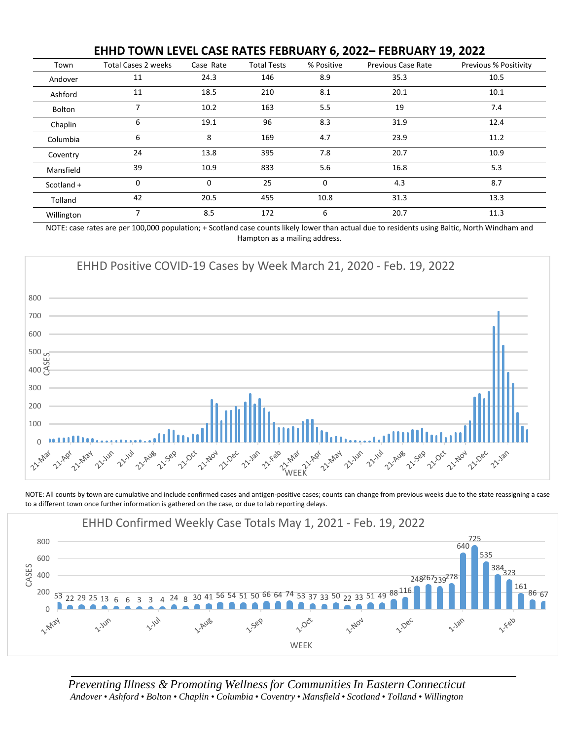## EHHD TOWN LEVEL CASE RATES FEBRUARY 6, 2022– FEBRUARY 19, 2022

| Town | Total Cases 2 weeks | Case Rate | Total Tests | % Positive | Previous Case Rate | Previous % Positivity |
|---|---|---|---|---|---|---|
| Andover | 11 | 24.3 | 146 | 8.9 | 35.3 | 10.5 |
| Ashford | 11 | 18.5 | 210 | 8.1 | 20.1 | 10.1 |
| Bolton | 7 | 10.2 | 163 | 5.5 | 19 | 7.4 |
| Chaplin | 6 | 19.1 | 96 | 8.3 | 31.9 | 12.4 |
| Columbia | 6 | 8 | 169 | 4.7 | 23.9 | 11.2 |
| Coventry | 24 | 13.8 | 395 | 7.8 | 20.7 | 10.9 |
| Mansfield | 39 | 10.9 | 833 | 5.6 | 16.8 | 5.3 |
| Scotland + | 0 | 0 | 25 | 0 | 4.3 | 8.7 |
| Tolland | 42 | 20.5 | 455 | 10.8 | 31.3 | 13.3 |
| Willington | 7 | 8.5 | 172 | 6 | 20.7 | 11.3 |

NOTE: case rates are per 100,000 population; + Scotland case counts likely lower than actual due to residents using Baltic, North Windham and Hampton as a mailing address.

EHHD Positive COVID-19 Cases by Week March 21, 2020 - Feb. 19, 2022

CASES

0 100 200 300 400 500 600 700 800

21-Mar 21-Apr 21-May 21-Jun 21-Jul 21-Aug 21-Sep 21-Oct 21-Nov 21-Dec 21-Jan 21-Feb 21-Mar 21-Apr 21-May 21-Jun 21-Jul 21-Aug 21-Sep 21-Oct 21-Nov 21-Dec 21-Jan

WEEK

NOTE: All counts by town are cumulative and include confirmed cases and antigen-positive cases; counts can change from previous weeks due to the state reassigning a case to a different town once further information is gathered on the case, or due to lab reporting delays.

EHHD Confirmed Weekly Case Totals May 1, 2021 - Feb. 19, 2022

CASES

0 200 400 600 800

53 22 29 25 13 6 6 3 3 4 24 8 30 41 56 54 51 50 66 64 74 53 37 33 50 22 33 51 49 88 116 248 267 239 278 640 725 535 384 323 161 86 67

1-May 1-Jun 1-Jul 1-Aug 1-Sep 1-Oct 1-Nov 1-Dec 1-Jan 1-Feb

WEEK

*Preventing Illness & Promoting Wellness for Communities In Eastern Connecticut*
*Andover • Ashford • Bolton • Chaplin • Columbia • Coventry • Mansfield • Scotland • Tolland • Willington*